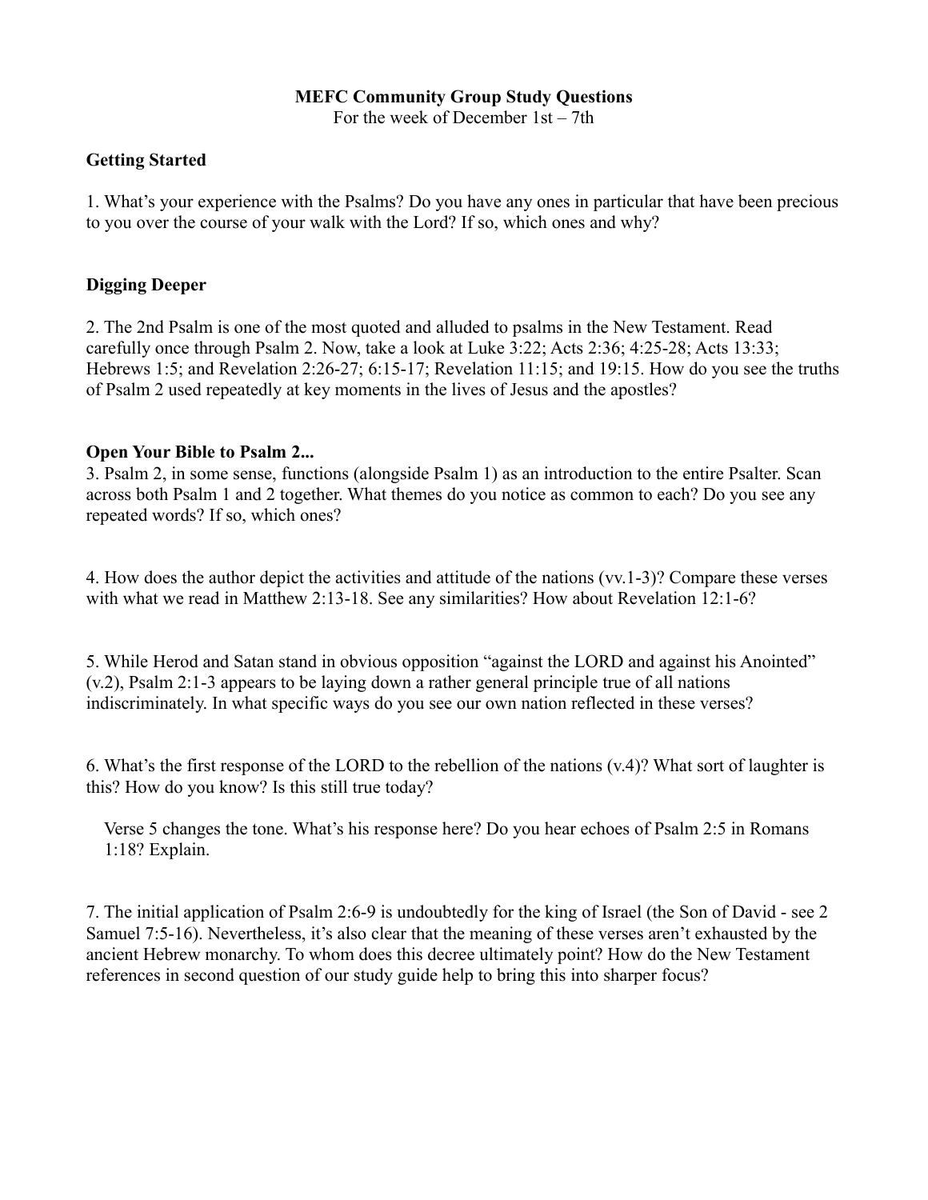**MEFC Community Group Study Questions**

For the week of December 1st – 7th

**Getting Started**

1. What's your experience with the Psalms? Do you have any ones in particular that have been precious to you over the course of your walk with the Lord? If so, which ones and why?

**Digging Deeper**

2. The 2nd Psalm is one of the most quoted and alluded to psalms in the New Testament. Read carefully once through Psalm 2. Now, take a look at Luke 3:22; Acts 2:36; 4:25-28; Acts 13:33; Hebrews 1:5; and Revelation 2:26-27; 6:15-17; Revelation 11:15; and 19:15. How do you see the truths of Psalm 2 used repeatedly at key moments in the lives of Jesus and the apostles?

**Open Your Bible to Psalm 2...**

3. Psalm 2, in some sense, functions (alongside Psalm 1) as an introduction to the entire Psalter. Scan across both Psalm 1 and 2 together. What themes do you notice as common to each? Do you see any repeated words? If so, which ones?

4. How does the author depict the activities and attitude of the nations (vv.1-3)? Compare these verses with what we read in Matthew 2:13-18. See any similarities? How about Revelation 12:1-6?

5. While Herod and Satan stand in obvious opposition "against the LORD and against his Anointed" (v.2), Psalm 2:1-3 appears to be laying down a rather general principle true of all nations indiscriminately. In what specific ways do you see our own nation reflected in these verses?

6. What's the first response of the LORD to the rebellion of the nations (v.4)? What sort of laughter is this? How do you know? Is this still true today?

Verse 5 changes the tone. What's his response here? Do you hear echoes of Psalm 2:5 in Romans 1:18? Explain.

7. The initial application of Psalm 2:6-9 is undoubtedly for the king of Israel (the Son of David - see 2 Samuel 7:5-16). Nevertheless, it's also clear that the meaning of these verses aren't exhausted by the ancient Hebrew monarchy. To whom does this decree ultimately point? How do the New Testament references in second question of our study guide help to bring this into sharper focus?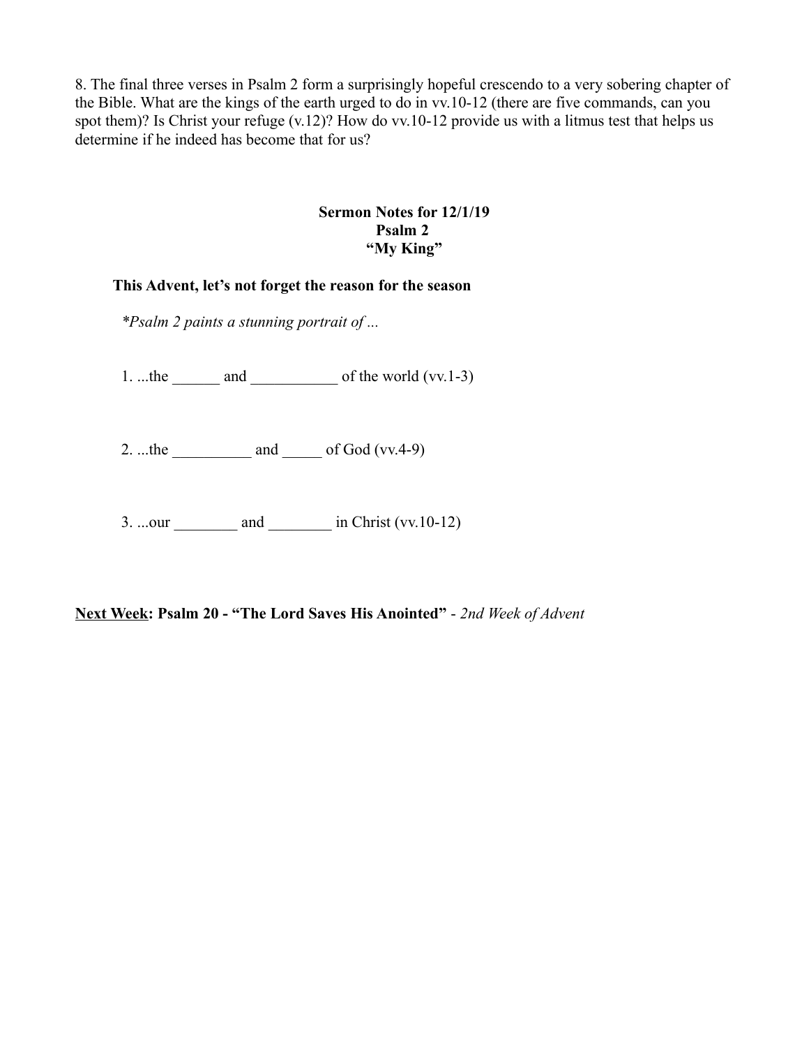8. The final three verses in Psalm 2 form a surprisingly hopeful crescendo to a very sobering chapter of the Bible. What are the kings of the earth urged to do in vv.10-12 (there are five commands, can you spot them)? Is Christ your refuge (v.12)? How do vv.10-12 provide us with a litmus test that helps us determine if he indeed has become that for us?

**Sermon Notes for 12/1/19**
**Psalm 2**
**"My King"**

**This Advent, let's not forget the reason for the season**

*\*Psalm 2 paints a stunning portrait of ...*

1. ...the ______ and ___________ of the world (vv.1-3)

2. ...the __________ and _____ of God (vv.4-9)

3. ...our ________ and ________ in Christ (vv.10-12)

<u>**Next Week**</u>**: Psalm 20 - "The Lord Saves His Anointed"** - *2nd Week of Advent*